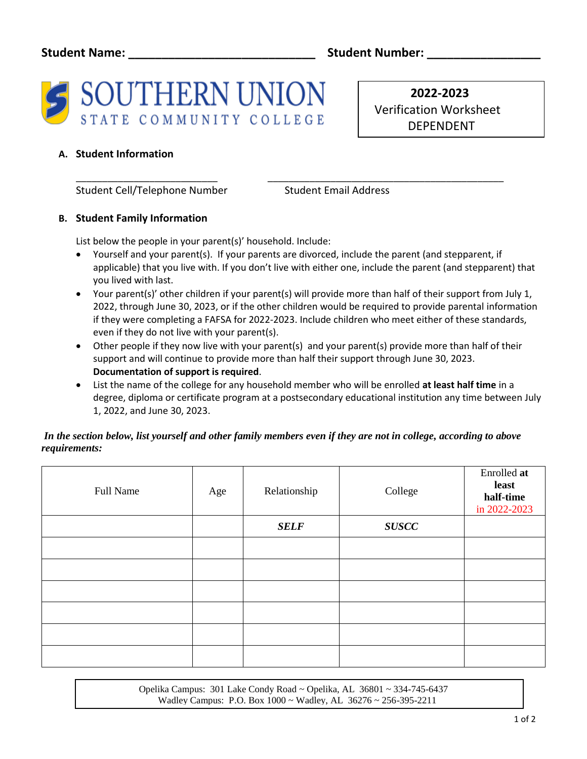**Student Name:** ____________________________ **Student Number:** _________________

SOUTHERN UNION STATE COMMUNITY COLLEGE

**2022-2023**
Verification Worksheet
DEPENDENT

## A. Student Information

_________________________ &nbsp;&nbsp;&nbsp;&nbsp; __________________________________________

Student Cell/Telephone Number &nbsp;&nbsp;&nbsp;&nbsp; Student Email Address

## B. Student Family Information

List below the people in your parent(s)' household. Include:

- Yourself and your parent(s). If your parents are divorced, include the parent (and stepparent, if applicable) that you live with. If you don't live with either one, include the parent (and stepparent) that you lived with last.
- Your parent(s)' other children if your parent(s) will provide more than half of their support from July 1, 2022, through June 30, 2023, or if the other children would be required to provide parental information if they were completing a FAFSA for 2022-2023. Include children who meet either of these standards, even if they do not live with your parent(s).
- Other people if they now live with your parent(s) and your parent(s) provide more than half of their support and will continue to provide more than half their support through June 30, 2023. **Documentation of support is required**.
- List the name of the college for any household member who will be enrolled **at least half time** in a degree, diploma or certificate program at a postsecondary educational institution any time between July 1, 2022, and June 30, 2023.

***In the section below, list yourself and other family members even if they are not in college, according to above requirements:***

| Full Name | Age | Relationship | College | Enrolled **at least half-time** in 2022-2023 |
|---|---|---|---|---|
| | | ***SELF*** | ***SUSCC*** | |
| | | | | |
| | | | | |
| | | | | |
| | | | | |
| | | | | |
| | | | | |

Opelika Campus: 301 Lake Condy Road ~ Opelika, AL 36801 ~ 334-745-6437
Wadley Campus: P.O. Box 1000 ~ Wadley, AL 36276 ~ 256-395-2211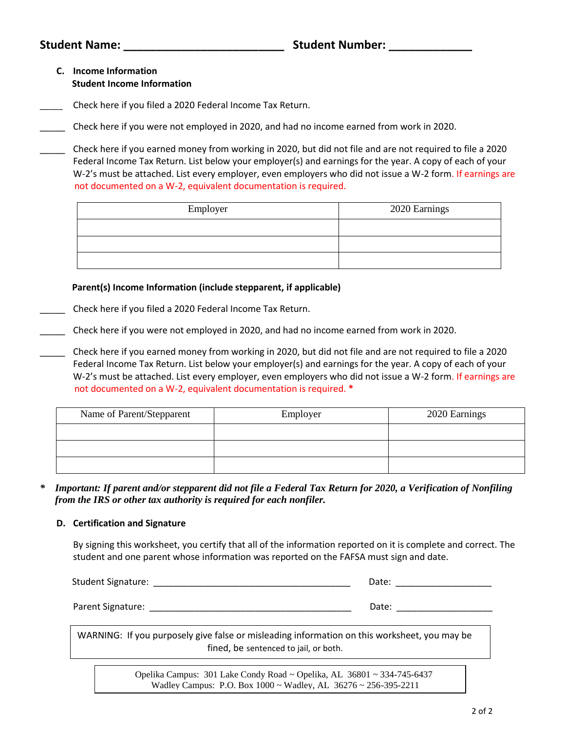**Student Name: \_\_\_\_\_\_\_\_\_\_\_\_\_\_\_\_\_\_\_\_\_\_\_\_\_\_\_\_ Student Number: \_\_\_\_\_\_\_\_\_\_\_\_\_\_**

## C. Income Information

### Student Income Information

\_\_\_\_\_ Check here if you filed a 2020 Federal Income Tax Return.

\_\_\_\_\_ Check here if you were not employed in 2020, and had no income earned from work in 2020.

\_\_\_\_\_ Check here if you earned money from working in 2020, but did not file and are not required to file a 2020 Federal Income Tax Return. List below your employer(s) and earnings for the year. A copy of each of your W-2's must be attached. List every employer, even employers who did not issue a W-2 form. If earnings are not documented on a W-2, equivalent documentation is required.

| Employer | 2020 Earnings |
|---|---|
| | |
| | |
| | |

### Parent(s) Income Information (include stepparent, if applicable)

\_\_\_\_\_ Check here if you filed a 2020 Federal Income Tax Return.

\_\_\_\_\_ Check here if you were not employed in 2020, and had no income earned from work in 2020.

\_\_\_\_\_ Check here if you earned money from working in 2020, but did not file and are not required to file a 2020 Federal Income Tax Return. List below your employer(s) and earnings for the year. A copy of each of your W-2's must be attached. List every employer, even employers who did not issue a W-2 form. If earnings are not documented on a W-2, equivalent documentation is required. *

| Name of Parent/Stepparent | Employer | 2020 Earnings |
|---|---|---|
| | | |
| | | |
| | | |

\* ***Important: If parent and/or stepparent did not file a Federal Tax Return for 2020, a Verification of Nonfiling from the IRS or other tax authority is required for each nonfiler.***

## D. Certification and Signature

By signing this worksheet, you certify that all of the information reported on it is complete and correct. The student and one parent whose information was reported on the FAFSA must sign and date.

Student Signature: \_\_\_\_\_\_\_\_\_\_\_\_\_\_\_\_\_\_\_\_\_\_\_\_\_\_\_\_\_\_\_\_\_\_\_\_\_\_\_\_ Date: \_\_\_\_\_\_\_\_\_\_\_\_\_\_\_\_\_\_\_\_

Parent Signature: \_\_\_\_\_\_\_\_\_\_\_\_\_\_\_\_\_\_\_\_\_\_\_\_\_\_\_\_\_\_\_\_\_\_\_\_\_\_\_\_\_\_ Date: \_\_\_\_\_\_\_\_\_\_\_\_\_\_\_\_\_\_\_\_

WARNING: If you purposely give false or misleading information on this worksheet, you may be fined, be sentenced to jail, or both.

Opelika Campus: 301 Lake Condy Road ~ Opelika, AL 36801 ~ 334-745-6437
Wadley Campus: P.O. Box 1000 ~ Wadley, AL 36276 ~ 256-395-2211